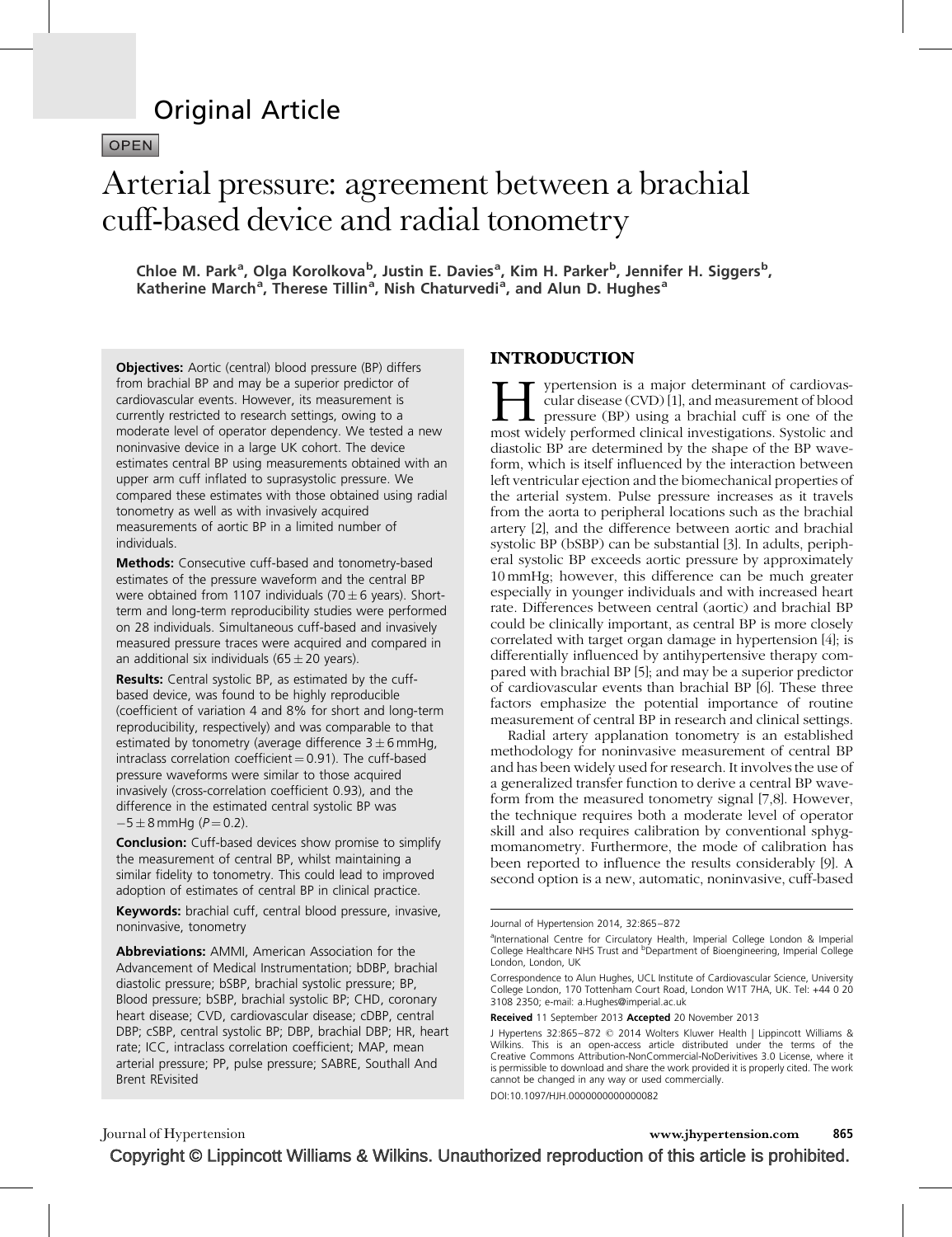# Original Article

OPEN

# Arterial pressure: agreement between a brachial cuff-based device and radial tonometry

Chloe M. Park[a], Olga Korolkova[b], Justin E. Davies[a], Kim H. Parker[b], Jennifer H. Siggers[b], Katherine March[a], Therese Tillin[a], Nish Chaturvedi[a], and Alun D. Hughes[a]

**Objectives:** Aortic (central) blood pressure (BP) differs from brachial BP and may be a superior predictor of cardiovascular events. However, its measurement is currently restricted to research settings, owing to a moderate level of operator dependency. We tested a new noninvasive device in a large UK cohort. The device estimates central BP using measurements obtained with an upper arm cuff inflated to suprasystolic pressure. We compared these estimates with those obtained using radial tonometry as well as with invasively acquired measurements of aortic BP in a limited number of individuals.

**Methods:** Consecutive cuff-based and tonometry-based estimates of the pressure waveform and the central BP were obtained from 1107 individuals ($70 \pm 6$ years). Short-term and long-term reproducibility studies were performed on 28 individuals. Simultaneous cuff-based and invasively measured pressure traces were acquired and compared in an additional six individuals ($65 \pm 20$ years).

**Results:** Central systolic BP, as estimated by the cuff-based device, was found to be highly reproducible (coefficient of variation 4 and 8% for short and long-term reproducibility, respectively) and was comparable to that estimated by tonometry (average difference $3 \pm 6$ mmHg, intraclass correlation coefficient = 0.91). The cuff-based pressure waveforms were similar to those acquired invasively (cross-correlation coefficient 0.93), and the difference in the estimated central systolic BP was $-5 \pm 8$ mmHg ($P = 0.2$).

**Conclusion:** Cuff-based devices show promise to simplify the measurement of central BP, whilst maintaining a similar fidelity to tonometry. This could lead to improved adoption of estimates of central BP in clinical practice.

**Keywords:** brachial cuff, central blood pressure, invasive, noninvasive, tonometry

**Abbreviations:** AMMI, American Association for the Advancement of Medical Instrumentation; bDBP, brachial diastolic pressure; bSBP, brachial systolic pressure; BP, Blood pressure; bSBP, brachial systolic BP; CHD, coronary heart disease; CVD, cardiovascular disease; cDBP, central DBP; cSBP, central systolic BP; DBP, brachial DBP; HR, heart rate; ICC, intraclass correlation coefficient; MAP, mean arterial pressure; PP, pulse pressure; SABRE, Southall And Brent REvisited

## INTRODUCTION

Hypertension is a major determinant of cardiovascular disease (CVD) [1], and measurement of blood pressure (BP) using a brachial cuff is one of the most widely performed clinical investigations. Systolic and diastolic BP are determined by the shape of the BP waveform, which is itself influenced by the interaction between left ventricular ejection and the biomechanical properties of the arterial system. Pulse pressure increases as it travels from the aorta to peripheral locations such as the brachial artery [2], and the difference between aortic and brachial systolic BP (bSBP) can be substantial [3]. In adults, peripheral systolic BP exceeds aortic pressure by approximately 10 mmHg; however, this difference can be much greater especially in younger individuals and with increased heart rate. Differences between central (aortic) and brachial BP could be clinically important, as central BP is more closely correlated with target organ damage in hypertension [4]; is differentially influenced by antihypertensive therapy compared with brachial BP [5]; and may be a superior predictor of cardiovascular events than brachial BP [6]. These three factors emphasize the potential importance of routine measurement of central BP in research and clinical settings.

Radial artery applanation tonometry is an established methodology for noninvasive measurement of central BP and has been widely used for research. It involves the use of a generalized transfer function to derive a central BP waveform from the measured tonometry signal [7,8]. However, the technique requires both a moderate level of operator skill and also requires calibration by conventional sphygmomanometry. Furthermore, the mode of calibration has been reported to influence the results considerably [9]. A second option is a new, automatic, noninvasive, cuff-based

---

Journal of Hypertension 2014, 32:865–872

[a]International Centre for Circulatory Health, Imperial College London & Imperial College Healthcare NHS Trust and [b]Department of Bioengineering, Imperial College London, London, UK

Correspondence to Alun Hughes, UCL Institute of Cardiovascular Science, University College London, 170 Tottenham Court Road, London W1T 7HA, UK. Tel: +44 0 20 3108 2350; e-mail: a.Hughes@imperial.ac.uk

**Received** 11 September 2013 **Accepted** 20 November 2013

J Hypertens 32:865–872 © 2014 Wolters Kluwer Health | Lippincott Williams & Wilkins. This is an open-access article distributed under the terms of the Creative Commons Attribution-NonCommercial-NoDerivitives 3.0 License, where it is permissible to download and share the work provided it is properly cited. The work cannot be changed in any way or used commercially.

DOI:10.1097/HJH.0000000000000082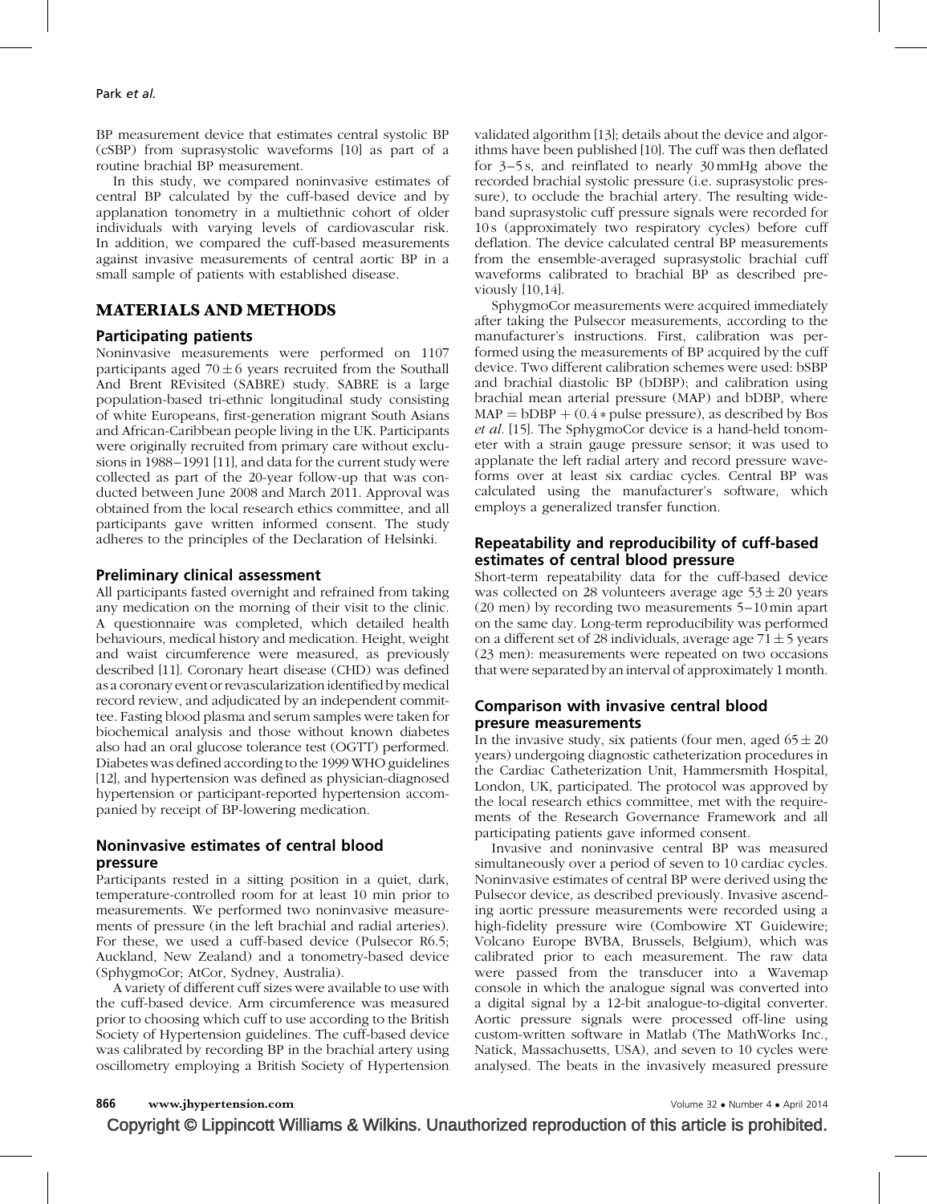BP measurement device that estimates central systolic BP (cSBP) from suprasystolic waveforms [10] as part of a routine brachial BP measurement.

In this study, we compared noninvasive estimates of central BP calculated by the cuff-based device and by applanation tonometry in a multiethnic cohort of older individuals with varying levels of cardiovascular risk. In addition, we compared the cuff-based measurements against invasive measurements of central aortic BP in a small sample of patients with established disease.

## MATERIALS AND METHODS

### Participating patients

Noninvasive measurements were performed on 1107 participants aged $70 \pm 6$ years recruited from the Southall And Brent REvisited (SABRE) study. SABRE is a large population-based tri-ethnic longitudinal study consisting of white Europeans, first-generation migrant South Asians and African-Caribbean people living in the UK. Participants were originally recruited from primary care without exclusions in 1988–1991 [11], and data for the current study were collected as part of the 20-year follow-up that was conducted between June 2008 and March 2011. Approval was obtained from the local research ethics committee, and all participants gave written informed consent. The study adheres to the principles of the Declaration of Helsinki.

### Preliminary clinical assessment

All participants fasted overnight and refrained from taking any medication on the morning of their visit to the clinic. A questionnaire was completed, which detailed health behaviours, medical history and medication. Height, weight and waist circumference were measured, as previously described [11]. Coronary heart disease (CHD) was defined as a coronary event or revascularization identified by medical record review, and adjudicated by an independent committee. Fasting blood plasma and serum samples were taken for biochemical analysis and those without known diabetes also had an oral glucose tolerance test (OGTT) performed. Diabetes was defined according to the 1999 WHO guidelines [12], and hypertension was defined as physician-diagnosed hypertension or participant-reported hypertension accompanied by receipt of BP-lowering medication.

### Noninvasive estimates of central blood pressure

Participants rested in a sitting position in a quiet, dark, temperature-controlled room for at least 10 min prior to measurements. We performed two noninvasive measurements of pressure (in the left brachial and radial arteries). For these, we used a cuff-based device (Pulsecor R6.5; Auckland, New Zealand) and a tonometry-based device (SphygmoCor; AtCor, Sydney, Australia).

A variety of different cuff sizes were available to use with the cuff-based device. Arm circumference was measured prior to choosing which cuff to use according to the British Society of Hypertension guidelines. The cuff-based device was calibrated by recording BP in the brachial artery using oscillometry employing a British Society of Hypertension validated algorithm [13]; details about the device and algorithms have been published [10]. The cuff was then deflated for 3–5 s, and reinflated to nearly 30 mmHg above the recorded brachial systolic pressure (i.e. suprasystolic pressure), to occlude the brachial artery. The resulting wide-band suprasystolic cuff pressure signals were recorded for 10 s (approximately two respiratory cycles) before cuff deflation. The device calculated central BP measurements from the ensemble-averaged suprasystolic brachial cuff waveforms calibrated to brachial BP as described previously [10,14].

SphygmoCor measurements were acquired immediately after taking the Pulsecor measurements, according to the manufacturer's instructions. First, calibration was performed using the measurements of BP acquired by the cuff device. Two different calibration schemes were used: bSBP and brachial diastolic BP (bDBP); and calibration using brachial mean arterial pressure (MAP) and bDBP, where $\text{MAP} = \text{bDBP} + (0.4 * \text{pulse pressure})$, as described by Bos *et al.* [15]. The SphygmoCor device is a hand-held tonometer with a strain gauge pressure sensor; it was used to applanate the left radial artery and record pressure waveforms over at least six cardiac cycles. Central BP was calculated using the manufacturer's software, which employs a generalized transfer function.

### Repeatability and reproducibility of cuff-based estimates of central blood pressure

Short-term repeatability data for the cuff-based device was collected on 28 volunteers average age $53 \pm 20$ years (20 men) by recording two measurements 5–10 min apart on the same day. Long-term reproducibility was performed on a different set of 28 individuals, average age $71 \pm 5$ years (23 men): measurements were repeated on two occasions that were separated by an interval of approximately 1 month.

### Comparison with invasive central blood presure measurements

In the invasive study, six patients (four men, aged $65 \pm 20$ years) undergoing diagnostic catheterization procedures in the Cardiac Catheterization Unit, Hammersmith Hospital, London, UK, participated. The protocol was approved by the local research ethics committee, met with the requirements of the Research Governance Framework and all participating patients gave informed consent.

Invasive and noninvasive central BP was measured simultaneously over a period of seven to 10 cardiac cycles. Noninvasive estimates of central BP were derived using the Pulsecor device, as described previously. Invasive ascending aortic pressure measurements were recorded using a high-fidelity pressure wire (Combowire XT Guidewire; Volcano Europe BVBA, Brussels, Belgium), which was calibrated prior to each measurement. The raw data were passed from the transducer into a Wavemap console in which the analogue signal was converted into a digital signal by a 12-bit analogue-to-digital converter. Aortic pressure signals were processed off-line using custom-written software in Matlab (The MathWorks Inc., Natick, Massachusetts, USA), and seven to 10 cycles were analysed. The beats in the invasively measured pressure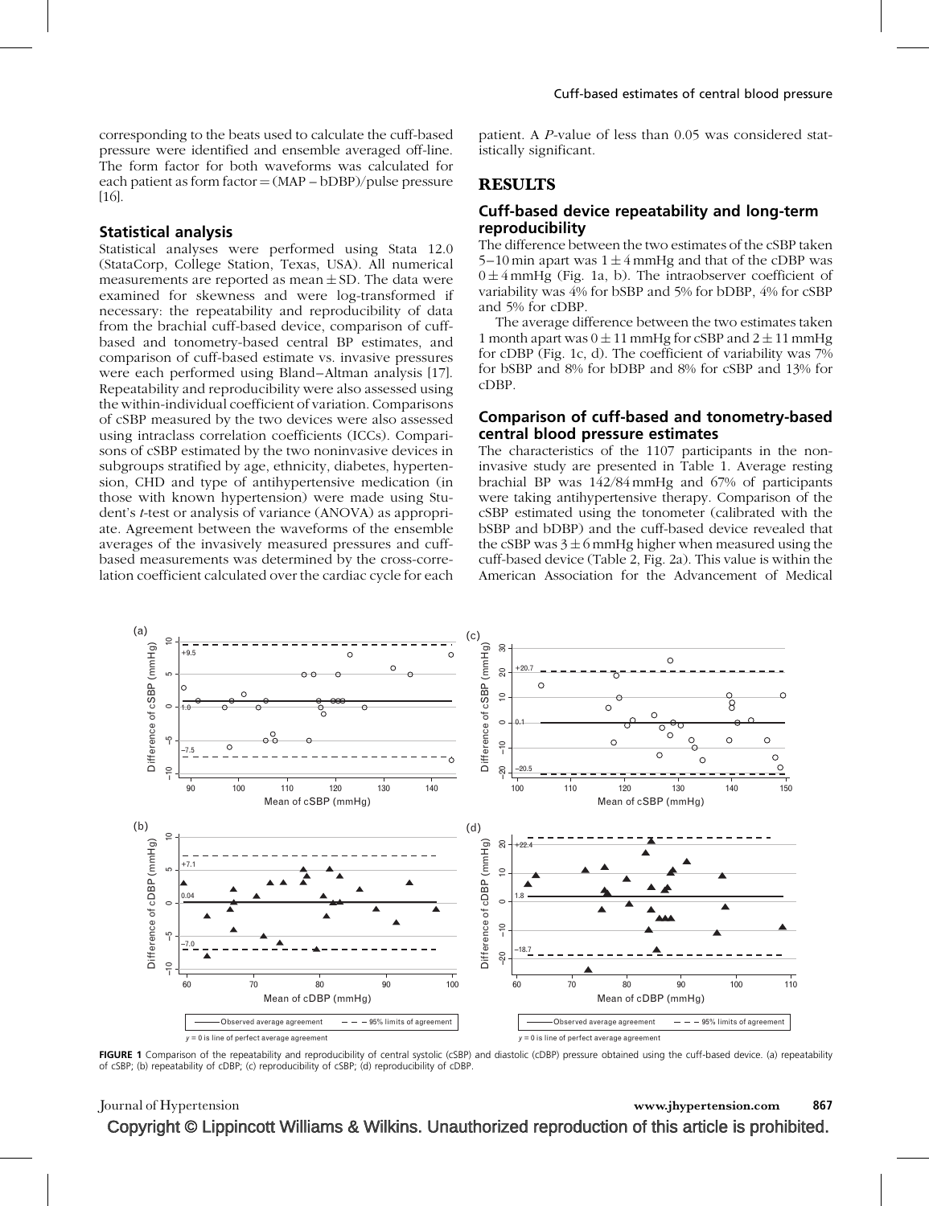corresponding to the beats used to calculate the cuff-based pressure were identified and ensemble averaged off-line. The form factor for both waveforms was calculated for each patient as form factor = (MAP – bDBP)/pulse pressure [16].

### Statistical analysis

Statistical analyses were performed using Stata 12.0 (StataCorp, College Station, Texas, USA). All numerical measurements are reported as mean ± SD. The data were examined for skewness and were log-transformed if necessary: the repeatability and reproducibility of data from the brachial cuff-based device, comparison of cuff-based and tonometry-based central BP estimates, and comparison of cuff-based estimate vs. invasive pressures were each performed using Bland–Altman analysis [17]. Repeatability and reproducibility were also assessed using the within-individual coefficient of variation. Comparisons of cSBP measured by the two devices were also assessed using intraclass correlation coefficients (ICCs). Comparisons of cSBP estimated by the two noninvasive devices in subgroups stratified by age, ethnicity, diabetes, hypertension, CHD and type of antihypertensive medication (in those with known hypertension) were made using Student's *t*-test or analysis of variance (ANOVA) as appropriate. Agreement between the waveforms of the ensemble averages of the invasively measured pressures and cuff-based measurements was determined by the cross-correlation coefficient calculated over the cardiac cycle for each patient. A *P*-value of less than 0.05 was considered statistically significant.

## RESULTS

### Cuff-based device repeatability and long-term reproducibility

The difference between the two estimates of the cSBP taken 5–10 min apart was 1 ± 4 mmHg and that of the cDBP was 0 ± 4 mmHg (Fig. 1a, b). The intraobserver coefficient of variability was 4% for bSBP and 5% for bDBP, 4% for cSBP and 5% for cDBP.

The average difference between the two estimates taken 1 month apart was 0 ± 11 mmHg for cSBP and 2 ± 11 mmHg for cDBP (Fig. 1c, d). The coefficient of variability was 7% for bSBP and 8% for bDBP and 8% for cSBP and 13% for cDBP.

### Comparison of cuff-based and tonometry-based central blood pressure estimates

The characteristics of the 1107 participants in the noninvasive study are presented in Table 1. Average resting brachial BP was 142/84 mmHg and 67% of participants were taking antihypertensive therapy. Comparison of the cSBP estimated using the tonometer (calibrated with the bSBP and bDBP) and the cuff-based device revealed that the cSBP was 3 ± 6 mmHg higher when measured using the cuff-based device (Table 2, Fig. 2a). This value is within the American Association for the Advancement of Medical

**FIGURE 1** Comparison of the repeatability and reproducibility of central systolic (cSBP) and diastolic (cDBP) pressure obtained using the cuff-based device. (a) repeatability of cSBP; (b) repeatability of cDBP; (c) reproducibility of cSBP; (d) reproducibility of cDBP.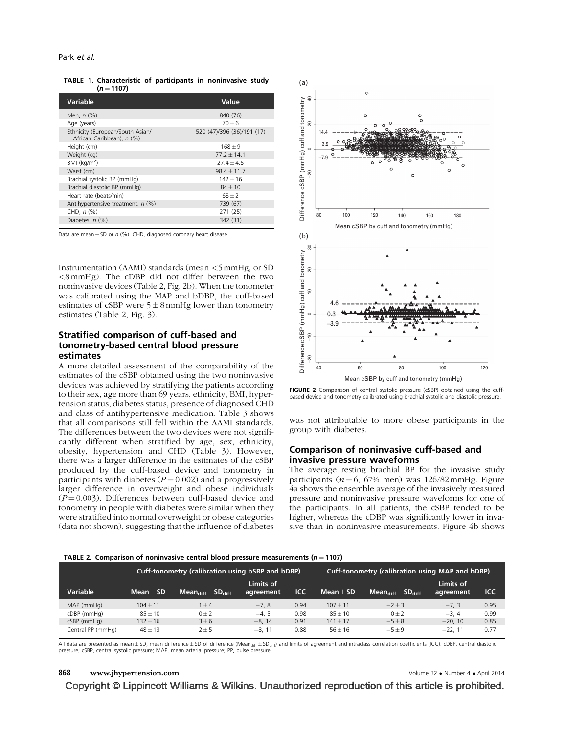TABLE 1. Characteristic of participants in noninvasive study ($n = 1107$)

| Variable | Value |
|---|---|
| Men, n (%) | 840 (76) |
| Age (years) | 70 ± 6 |
| Ethnicity (European/South Asian/ African Caribbean), n (%) | 520 (47)/396 (36)/191 (17) |
| Height (cm) | 168 ± 9 |
| Weight (kg) | 77.2 ± 14.1 |
| BMI (kg/m²) | 27.4 ± 4.5 |
| Waist (cm) | 98.4 ± 11.7 |
| Brachial systolic BP (mmHg) | 142 ± 16 |
| Brachial diastolic BP (mmHg) | 84 ± 10 |
| Heart rate (beats/min) | 68 ± 2 |
| Antihypertensive treatment, n (%) | 739 (67) |
| CHD, n (%) | 271 (25) |
| Diabetes, n (%) | 342 (31) |

Data are mean ± SD or n (%). CHD, diagnosed coronary heart disease.

Instrumentation (AAMI) standards (mean <5 mmHg, or SD <8 mmHg). The cDBP did not differ between the two noninvasive devices (Table 2, Fig. 2b). When the tonometer was calibrated using the MAP and bDBP, the cuff-based estimates of cSBP were 5 ± 8 mmHg lower than tonometry estimates (Table 2, Fig. 3).

## Stratified comparison of cuff-based and tonometry-based central blood pressure estimates

A more detailed assessment of the comparability of the estimates of the cSBP obtained using the two noninvasive devices was achieved by stratifying the patients according to their sex, age more than 69 years, ethnicity, BMI, hypertension status, diabetes status, presence of diagnosed CHD and class of antihypertensive medication. Table 3 shows that all comparisons still fell within the AAMI standards. The differences between the two devices were not significantly different when stratified by age, sex, ethnicity, obesity, hypertension and CHD (Table 3). However, there was a larger difference in the estimates of the cSBP produced by the cuff-based device and tonometry in participants with diabetes ($P = 0.002$) and a progressively larger difference in overweight and obese individuals ($P = 0.003$). Differences between cuff-based device and tonometry in people with diabetes were similar when they were stratified into normal overweight or obese categories (data not shown), suggesting that the influence of diabetes was not attributable to more obese participants in the group with diabetes.

FIGURE 2 Comparison of central systolic pressure (cSBP) obtained using the cuff-based device and tonometry calibrated using brachial systolic and diastolic pressure.

## Comparison of noninvasive cuff-based and invasive pressure waveforms

The average resting brachial BP for the invasive study participants ($n = 6$, 67% men) was 126/82 mmHg. Figure 4a shows the ensemble average of the invasively measured pressure and noninvasive pressure waveforms for one of the participants. In all patients, the cSBP tended to be higher, whereas the cDBP was significantly lower in invasive than in noninvasive measurements. Figure 4b shows

TABLE 2. Comparison of noninvasive central blood pressure measurements ($n = 1107$)

| | Cuff-tonometry (calibration using bSBP and bDBP) | | | | Cuff-tonometry (calibration using MAP and bDBP) | | | |
|---|---|---|---|---|---|---|---|---|
| Variable | Mean ± SD | $Mean_{diff} \pm SD_{diff}$ | Limits of agreement | ICC | Mean ± SD | $Mean_{diff} \pm SD_{diff}$ | Limits of agreement | ICC |
| MAP (mmHg) | 104 ± 11 | 1 ± 4 | −7, 8 | 0.94 | 107 ± 11 | −2 ± 3 | −7, 3 | 0.95 |
| cDBP (mmHg) | 85 ± 10 | 0 ± 2 | −4, 5 | 0.98 | 85 ± 10 | 0 ± 2 | −3, 4 | 0.99 |
| cSBP (mmHg) | 132 ± 16 | 3 ± 6 | −8, 14 | 0.91 | 141 ± 17 | −5 ± 8 | −20, 10 | 0.85 |
| Central PP (mmHg) | 48 ± 13 | 2 ± 5 | −8, 11 | 0.88 | 56 ± 16 | −5 ± 9 | −22, 11 | 0.77 |

All data are presented as mean ± SD, mean difference ± SD of difference ($Mean_{diff} \pm SD_{diff}$) and limits of agreement and intraclass correlation coefficients (ICC). cDBP, central diastolic pressure; cSBP, central systolic pressure; MAP, mean arterial pressure; PP, pulse pressure.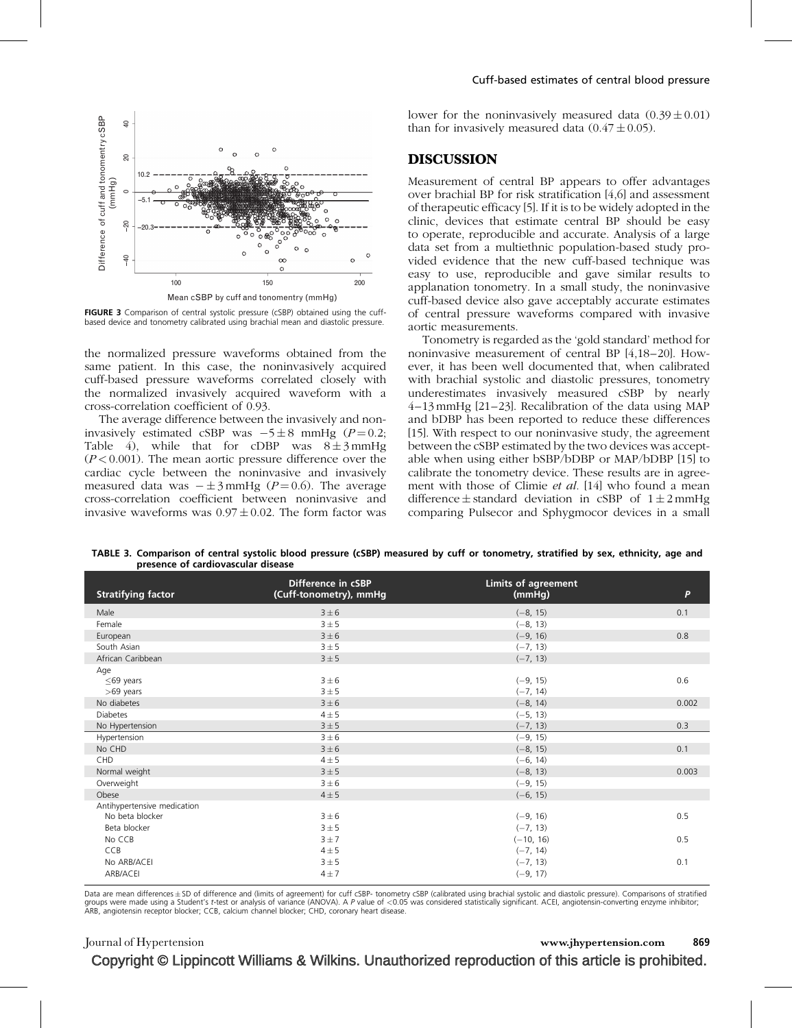FIGURE 3 Comparison of central systolic pressure (cSBP) obtained using the cuff-based device and tonometry calibrated using brachial mean and diastolic pressure.

the normalized pressure waveforms obtained from the same patient. In this case, the noninvasively acquired cuff-based pressure waveforms correlated closely with the normalized invasively acquired waveform with a cross-correlation coefficient of 0.93.

The average difference between the invasively and noninvasively estimated cSBP was $-5 \pm 8$ mmHg ($P = 0.2$; Table 4), while that for cDBP was $8 \pm 3$ mmHg ($P < 0.001$). The mean aortic pressure difference over the cardiac cycle between the noninvasive and invasively measured data was $- \pm 3$ mmHg ($P = 0.6$). The average cross-correlation coefficient between noninvasive and invasive waveforms was $0.97 \pm 0.02$. The form factor was lower for the noninvasively measured data ($0.39 \pm 0.01$) than for invasively measured data ($0.47 \pm 0.05$).

## DISCUSSION

Measurement of central BP appears to offer advantages over brachial BP for risk stratification [4,6] and assessment of therapeutic efficacy [5]. If it is to be widely adopted in the clinic, devices that estimate central BP should be easy to operate, reproducible and accurate. Analysis of a large data set from a multiethnic population-based study provided evidence that the new cuff-based technique was easy to use, reproducible and gave similar results to applanation tonometry. In a small study, the noninvasive cuff-based device also gave acceptably accurate estimates of central pressure waveforms compared with invasive aortic measurements.

Tonometry is regarded as the 'gold standard' method for noninvasive measurement of central BP [4,18–20]. However, it has been well documented that, when calibrated with brachial systolic and diastolic pressures, tonometry underestimates invasively measured cSBP by nearly 4–13 mmHg [21–23]. Recalibration of the data using MAP and bDBP has been reported to reduce these differences [15]. With respect to our noninvasive study, the agreement between the cSBP estimated by the two devices was acceptable when using either bSBP/bDBP or MAP/bDBP [15] to calibrate the tonometry device. These results are in agreement with those of Climie *et al.* [14] who found a mean difference ± standard deviation in cSBP of $1 \pm 2$ mmHg comparing Pulsecor and Sphygmocor devices in a small

TABLE 3. Comparison of central systolic blood pressure (cSBP) measured by cuff or tonometry, stratified by sex, ethnicity, age and presence of cardiovascular disease

| Stratifying factor | Difference in cSBP (Cuff-tonometry), mmHg | Limits of agreement (mmHg) | P |
|---|---|---|---|
| Male | 3 ± 6 | (−8, 15) | 0.1 |
| Female | 3 ± 5 | (−8, 13) | |
| European | 3 ± 6 | (−9, 16) | 0.8 |
| South Asian | 3 ± 5 | (−7, 13) | |
| African Caribbean | 3 ± 5 | (−7, 13) | |
| Age | | | |
| ≤69 years | 3 ± 6 | (−9, 15) | 0.6 |
| >69 years | 3 ± 5 | (−7, 14) | |
| No diabetes | 3 ± 6 | (−8, 14) | 0.002 |
| Diabetes | 4 ± 5 | (−5, 13) | |
| No Hypertension | 3 ± 5 | (−7, 13) | 0.3 |
| Hypertension | 3 ± 6 | (−9, 15) | |
| No CHD | 3 ± 6 | (−8, 15) | 0.1 |
| CHD | 4 ± 5 | (−6, 14) | |
| Normal weight | 3 ± 5 | (−8, 13) | 0.003 |
| Overweight | 3 ± 6 | (−9, 15) | |
| Obese | 4 ± 5 | (−6, 15) | |
| Antihypertensive medication | | | |
| No beta blocker | 3 ± 6 | (−9, 16) | 0.5 |
| Beta blocker | 3 ± 5 | (−7, 13) | |
| No CCB | 3 ± 7 | (−10, 16) | 0.5 |
| CCB | 4 ± 5 | (−7, 14) | |
| No ARB/ACEI | 3 ± 5 | (−7, 13) | 0.1 |
| ARB/ACEI | 4 ± 7 | (−9, 17) | |

Data are mean differences ± SD of difference and (limits of agreement) for cuff cSBP- tonometry cSBP (calibrated using brachial systolic and diastolic pressure). Comparisons of stratified groups were made using a Student's *t*-test or analysis of variance (ANOVA). A *P* value of <0.05 was considered statistically significant. ACEI, angiotensin-converting enzyme inhibitor; ARB, angiotensin receptor blocker; CCB, calcium channel blocker; CHD, coronary heart disease.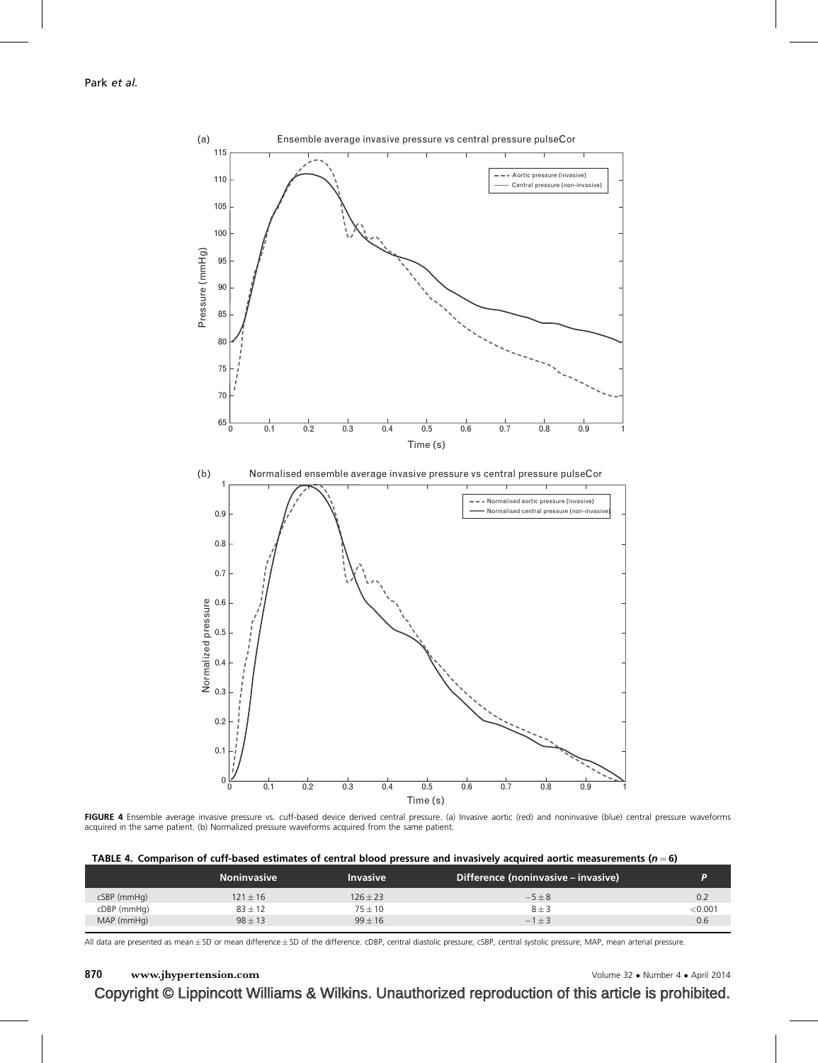FIGURE 4 Ensemble average invasive pressure vs. cuff-based device derived central pressure. (a) Invasive aortic (red) and noninvasive (blue) central pressure waveforms acquired in the same patient. (b) Normalized pressure waveforms acquired from the same patient.

**TABLE 4. Comparison of cuff-based estimates of central blood pressure and invasively acquired aortic measurements ($n = 6$)**

| | Noninvasive | Invasive | Difference (noninvasive – invasive) | P |
|---|---|---|---|---|
| cSBP (mmHg) | 121 ± 16 | 126 ± 23 | −5 ± 8 | 0.2 |
| cDBP (mmHg) | 83 ± 12 | 75 ± 10 | 8 ± 3 | <0.001 |
| MAP (mmHg) | 98 ± 13 | 99 ± 16 | −1 ± 3 | 0.6 |

All data are presented as mean ± SD or mean difference ± SD of the difference. cDBP, central diastolic pressure; cSBP, central systolic pressure; MAP, mean arterial pressure.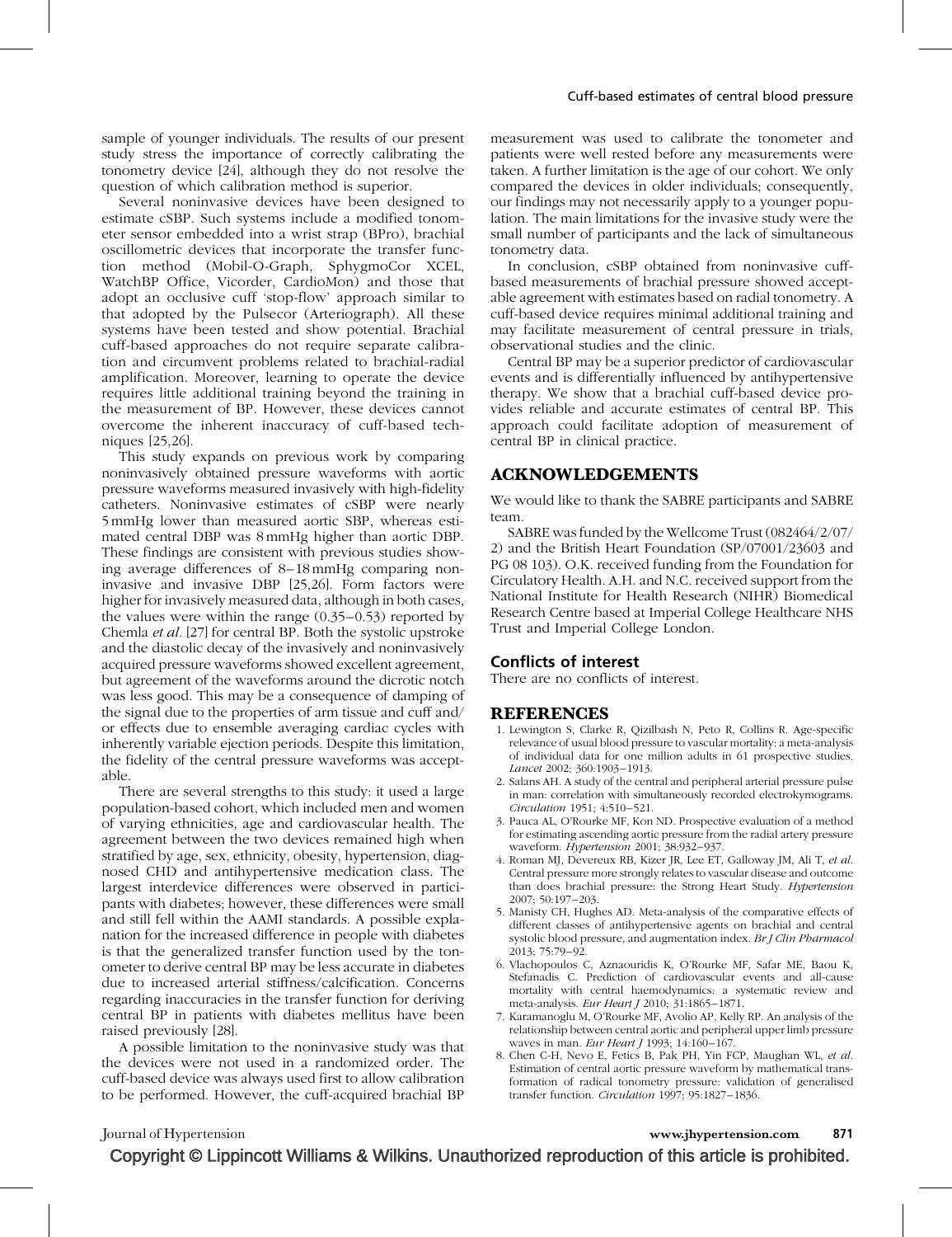sample of younger individuals. The results of our present study stress the importance of correctly calibrating the tonometry device [24], although they do not resolve the question of which calibration method is superior.

Several noninvasive devices have been designed to estimate cSBP. Such systems include a modified tonometer sensor embedded into a wrist strap (BPro), brachial oscillometric devices that incorporate the transfer function method (Mobil-O-Graph, SphygmoCor XCEL, WatchBP Office, Vicorder, CardioMon) and those that adopt an occlusive cuff 'stop-flow' approach similar to that adopted by the Pulsecor (Arteriograph). All these systems have been tested and show potential. Brachial cuff-based approaches do not require separate calibration and circumvent problems related to brachial-radial amplification. Moreover, learning to operate the device requires little additional training beyond the training in the measurement of BP. However, these devices cannot overcome the inherent inaccuracy of cuff-based techniques [25,26].

This study expands on previous work by comparing noninvasively obtained pressure waveforms with aortic pressure waveforms measured invasively with high-fidelity catheters. Noninvasive estimates of cSBP were nearly 5 mmHg lower than measured aortic SBP, whereas estimated central DBP was 8 mmHg higher than aortic DBP. These findings are consistent with previous studies showing average differences of 8–18 mmHg comparing noninvasive and invasive DBP [25,26]. Form factors were higher for invasively measured data, although in both cases, the values were within the range (0.35–0.53) reported by Chemla *et al.* [27] for central BP. Both the systolic upstroke and the diastolic decay of the invasively and noninvasively acquired pressure waveforms showed excellent agreement, but agreement of the waveforms around the dicrotic notch was less good. This may be a consequence of damping of the signal due to the properties of arm tissue and cuff and/or effects due to ensemble averaging cardiac cycles with inherently variable ejection periods. Despite this limitation, the fidelity of the central pressure waveforms was acceptable.

There are several strengths to this study: it used a large population-based cohort, which included men and women of varying ethnicities, age and cardiovascular health. The agreement between the two devices remained high when stratified by age, sex, ethnicity, obesity, hypertension, diagnosed CHD and antihypertensive medication class. The largest interdevice differences were observed in participants with diabetes; however, these differences were small and still fell within the AAMI standards. A possible explanation for the increased difference in people with diabetes is that the generalized transfer function used by the tonometer to derive central BP may be less accurate in diabetes due to increased arterial stiffness/calcification. Concerns regarding inaccuracies in the transfer function for deriving central BP in patients with diabetes mellitus have been raised previously [28].

A possible limitation to the noninvasive study was that the devices were not used in a randomized order. The cuff-based device was always used first to allow calibration to be performed. However, the cuff-acquired brachial BP measurement was used to calibrate the tonometer and patients were well rested before any measurements were taken. A further limitation is the age of our cohort. We only compared the devices in older individuals; consequently, our findings may not necessarily apply to a younger population. The main limitations for the invasive study were the small number of participants and the lack of simultaneous tonometry data.

In conclusion, cSBP obtained from noninvasive cuff-based measurements of brachial pressure showed acceptable agreement with estimates based on radial tonometry. A cuff-based device requires minimal additional training and may facilitate measurement of central pressure in trials, observational studies and the clinic.

Central BP may be a superior predictor of cardiovascular events and is differentially influenced by antihypertensive therapy. We show that a brachial cuff-based device provides reliable and accurate estimates of central BP. This approach could facilitate adoption of measurement of central BP in clinical practice.

## ACKNOWLEDGEMENTS

We would like to thank the SABRE participants and SABRE team.

SABRE was funded by the Wellcome Trust (082464/2/07/2) and the British Heart Foundation (SP/07001/23603 and PG 08 103). O.K. received funding from the Foundation for Circulatory Health. A.H. and N.C. received support from the National Institute for Health Research (NIHR) Biomedical Research Centre based at Imperial College Healthcare NHS Trust and Imperial College London.

### Conflicts of interest

There are no conflicts of interest.

## REFERENCES

1. Lewington S, Clarke R, Qizilbash N, Peto R, Collins R. Age-specific relevance of usual blood pressure to vascular mortality: a meta-analysis of individual data for one million adults in 61 prospective studies. *Lancet* 2002; 360:1903–1913.
2. Salans AH. A study of the central and peripheral arterial pressure pulse in man: correlation with simultaneously recorded electrokymograms. *Circulation* 1951; 4:510–521.
3. Pauca AL, O'Rourke MF, Kon ND. Prospective evaluation of a method for estimating ascending aortic pressure from the radial artery pressure waveform. *Hypertension* 2001; 38:932–937.
4. Roman MJ, Devereux RB, Kizer JR, Lee ET, Galloway JM, Ali T, *et al.* Central pressure more strongly relates to vascular disease and outcome than does brachial pressure: the Strong Heart Study. *Hypertension* 2007; 50:197–203.
5. Manisty CH, Hughes AD. Meta-analysis of the comparative effects of different classes of antihypertensive agents on brachial and central systolic blood pressure, and augmentation index. *Br J Clin Pharmacol* 2013; 75:79–92.
6. Vlachopoulos C, Aznaouridis K, O'Rourke MF, Safar ME, Baou K, Stefanadis C. Prediction of cardiovascular events and all-cause mortality with central haemodynamics: a systematic review and meta-analysis. *Eur Heart J* 2010; 31:1865–1871.
7. Karamanoglu M, O'Rourke MF, Avolio AP, Kelly RP. An analysis of the relationship between central aortic and peripheral upper limb pressure waves in man. *Eur Heart J* 1993; 14:160–167.
8. Chen C-H, Nevo E, Fetics B, Pak PH, Yin FCP, Maughan WL, *et al.* Estimation of central aortic pressure waveform by mathematical transformation of radical tonometry pressure: validation of generalised transfer function. *Circulation* 1997; 95:1827–1836.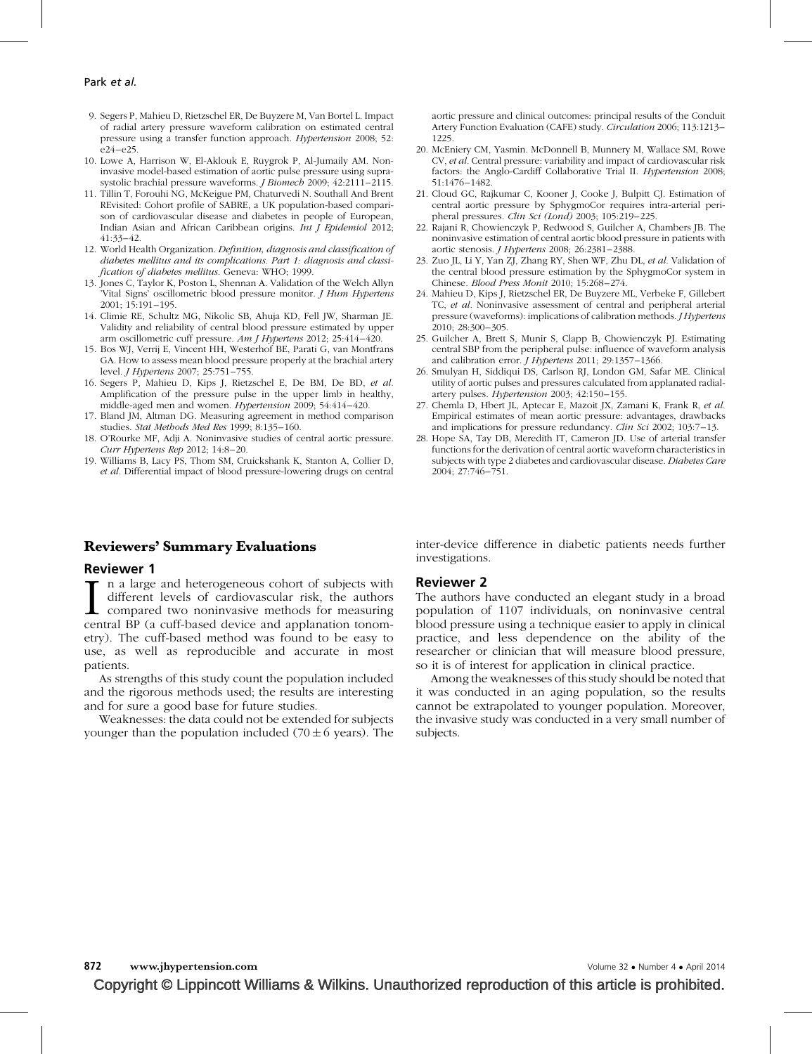9. Segers P, Mahieu D, Rietzschel ER, De Buyzere M, Van Bortel L. Impact of radial artery pressure waveform calibration on estimated central pressure using a transfer function approach. *Hypertension* 2008; 52: e24–e25.
10. Lowe A, Harrison W, El-Aklouk E, Ruygrok P, Al-Jumaily AM. Noninvasive model-based estimation of aortic pulse pressure using suprasystolic brachial pressure waveforms. *J Biomech* 2009; 42:2111–2115.
11. Tillin T, Forouhi NG, McKeigue PM, Chaturvedi N. Southall And Brent REvisited: Cohort profile of SABRE, a UK population-based comparison of cardiovascular disease and diabetes in people of European, Indian Asian and African Caribbean origins. *Int J Epidemiol* 2012; 41:33–42.
12. World Health Organization. *Definition, diagnosis and classification of diabetes mellitus and its complications. Part 1: diagnosis and classification of diabetes mellitus*. Geneva: WHO; 1999.
13. Jones C, Taylor K, Poston L, Shennan A. Validation of the Welch Allyn 'Vital Signs' oscillometric blood pressure monitor. *J Hum Hypertens* 2001; 15:191–195.
14. Climie RE, Schultz MG, Nikolic SB, Ahuja KD, Fell JW, Sharman JE. Validity and reliability of central blood pressure estimated by upper arm oscillometric cuff pressure. *Am J Hypertens* 2012; 25:414–420.
15. Bos WJ, Verrij E, Vincent HH, Westerhof BE, Parati G, van Montfrans GA. How to assess mean blood pressure properly at the brachial artery level. *J Hypertens* 2007; 25:751–755.
16. Segers P, Mahieu D, Kips J, Rietzschel E, De BM, De BD, *et al*. Amplification of the pressure pulse in the upper limb in healthy, middle-aged men and women. *Hypertension* 2009; 54:414–420.
17. Bland JM, Altman DG. Measuring agreement in method comparison studies. *Stat Methods Med Res* 1999; 8:135–160.
18. O'Rourke MF, Adji A. Noninvasive studies of central aortic pressure. *Curr Hypertens Rep* 2012; 14:8–20.
19. Williams B, Lacy PS, Thom SM, Cruickshank K, Stanton A, Collier D, *et al*. Differential impact of blood pressure-lowering drugs on central aortic pressure and clinical outcomes: principal results of the Conduit Artery Function Evaluation (CAFE) study. *Circulation* 2006; 113:1213–1225.
20. McEniery CM, Yasmin. McDonnell B, Munnery M, Wallace SM, Rowe CV, *et al*. Central pressure: variability and impact of cardiovascular risk factors: the Anglo-Cardiff Collaborative Trial II. *Hypertension* 2008; 51:1476–1482.
21. Cloud GC, Rajkumar C, Kooner J, Cooke J, Bulpitt CJ. Estimation of central aortic pressure by SphygmoCor requires intra-arterial peripheral pressures. *Clin Sci (Lond)* 2003; 105:219–225.
22. Rajani R, Chowienczyk P, Redwood S, Guilcher A, Chambers JB. The noninvasive estimation of central aortic blood pressure in patients with aortic stenosis. *J Hypertens* 2008; 26:2381–2388.
23. Zuo JL, Li Y, Yan ZJ, Zhang RY, Shen WF, Zhu DL, *et al*. Validation of the central blood pressure estimation by the SphygmoCor system in Chinese. *Blood Press Monit* 2010; 15:268–274.
24. Mahieu D, Kips J, Rietzschel ER, De Buyzere ML, Verbeke F, Gillebert TC, *et al*. Noninvasive assessment of central and peripheral arterial pressure (waveforms): implications of calibration methods. *J Hypertens* 2010; 28:300–305.
25. Guilcher A, Brett S, Munir S, Clapp B, Chowienczyk PJ. Estimating central SBP from the peripheral pulse: influence of waveform analysis and calibration error. *J Hypertens* 2011; 29:1357–1366.
26. Smulyan H, Siddiqui DS, Carlson RJ, London GM, Safar ME. Clinical utility of aortic pulses and pressures calculated from applanated radial-artery pulses. *Hypertension* 2003; 42:150–155.
27. Chemla D, Hbert JL, Aptecar E, Mazoit JX, Zamani K, Frank R, *et al*. Empirical estimates of mean aortic pressure: advantages, drawbacks and implications for pressure redundancy. *Clin Sci* 2002; 103:7–13.
28. Hope SA, Tay DB, Meredith IT, Cameron JD. Use of arterial transfer functions for the derivation of central aortic waveform characteristics in subjects with type 2 diabetes and cardiovascular disease. *Diabetes Care* 2004; 27:746–751.

## Reviewers' Summary Evaluations

### Reviewer 1

In a large and heterogeneous cohort of subjects with different levels of cardiovascular risk, the authors compared two noninvasive methods for measuring central BP (a cuff-based device and applanation tonometry). The cuff-based method was found to be easy to use, as well as reproducible and accurate in most patients.

As strengths of this study count the population included and the rigorous methods used; the results are interesting and for sure a good base for future studies.

Weaknesses: the data could not be extended for subjects younger than the population included ($70 \pm 6$ years). The inter-device difference in diabetic patients needs further investigations.

### Reviewer 2

The authors have conducted an elegant study in a broad population of 1107 individuals, on noninvasive central blood pressure using a technique easier to apply in clinical practice, and less dependence on the ability of the researcher or clinician that will measure blood pressure, so it is of interest for application in clinical practice.

Among the weaknesses of this study should be noted that it was conducted in an aging population, so the results cannot be extrapolated to younger population. Moreover, the invasive study was conducted in a very small number of subjects.